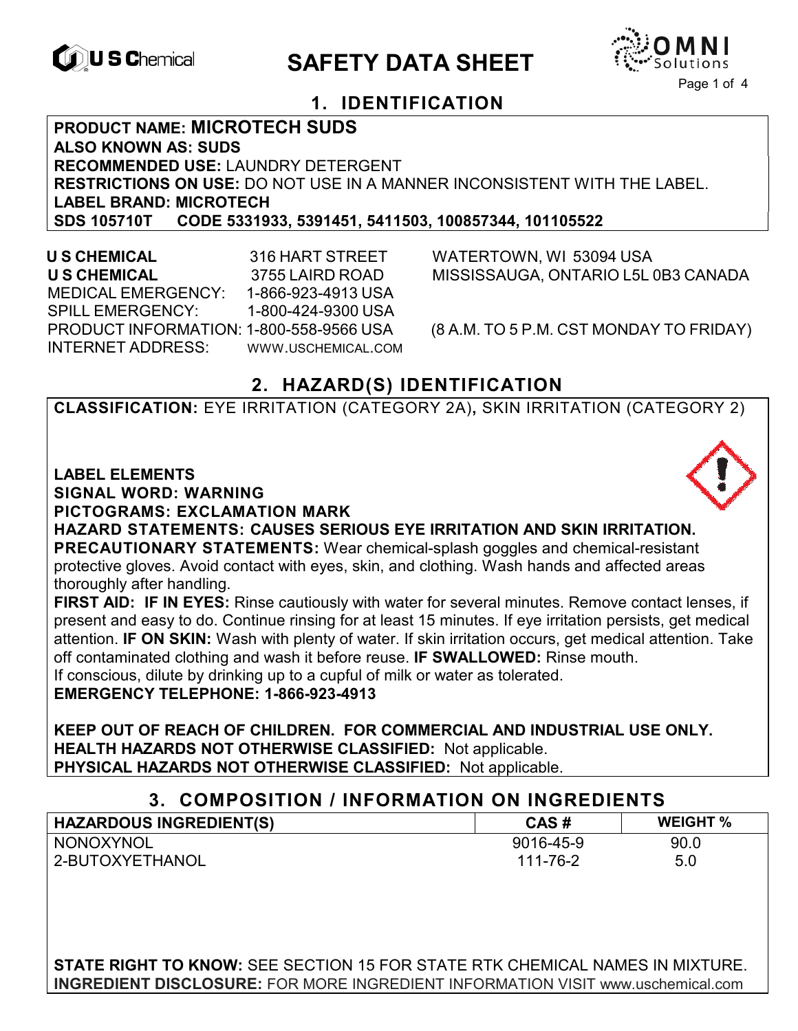# SAFETY DATA SHEET

## 1. IDENTIFICATION

**PRODUCT NAME: MICROTECH SUDS**
**ALSO KNOWN AS: SUDS**
**RECOMMENDED USE:** LAUNDRY DETERGENT
**RESTRICTIONS ON USE:** DO NOT USE IN A MANNER INCONSISTENT WITH THE LABEL.
**LABEL BRAND: MICROTECH**
**SDS 105710T CODE 5331933, 5391451, 5411503, 100857344, 101105522**

**U S CHEMICAL** 316 HART STREET WATERTOWN, WI 53094 USA
**U S CHEMICAL** 3755 LAIRD ROAD MISSISSAUGA, ONTARIO L5L 0B3 CANADA
MEDICAL EMERGENCY: 1-866-923-4913 USA
SPILL EMERGENCY: 1-800-424-9300 USA
PRODUCT INFORMATION: 1-800-558-9566 USA (8 A.M. TO 5 P.M. CST MONDAY TO FRIDAY)
INTERNET ADDRESS: WWW.USCHEMICAL.COM

## 2. HAZARD(S) IDENTIFICATION

**CLASSIFICATION:** EYE IRRITATION (CATEGORY 2A)**,** SKIN IRRITATION (CATEGORY 2)

**LABEL ELEMENTS**
**SIGNAL WORD: WARNING**
**PICTOGRAMS: EXCLAMATION MARK**
**HAZARD STATEMENTS: CAUSES SERIOUS EYE IRRITATION AND SKIN IRRITATION.**
**PRECAUTIONARY STATEMENTS:** Wear chemical-splash goggles and chemical-resistant protective gloves. Avoid contact with eyes, skin, and clothing. Wash hands and affected areas thoroughly after handling.
**FIRST AID: IF IN EYES:** Rinse cautiously with water for several minutes. Remove contact lenses, if present and easy to do. Continue rinsing for at least 15 minutes. If eye irritation persists, get medical attention. **IF ON SKIN:** Wash with plenty of water. If skin irritation occurs, get medical attention. Take off contaminated clothing and wash it before reuse. **IF SWALLOWED:** Rinse mouth. If conscious, dilute by drinking up to a cupful of milk or water as tolerated.
**EMERGENCY TELEPHONE: 1-866-923-4913**

**KEEP OUT OF REACH OF CHILDREN. FOR COMMERCIAL AND INDUSTRIAL USE ONLY.**
**HEALTH HAZARDS NOT OTHERWISE CLASSIFIED:** Not applicable.
**PHYSICAL HAZARDS NOT OTHERWISE CLASSIFIED:** Not applicable.

## 3. COMPOSITION / INFORMATION ON INGREDIENTS

| HAZARDOUS INGREDIENT(S) | CAS # | WEIGHT % |
|---|---|---|
| NONOXYNOL | 9016-45-9 | 90.0 |
| 2-BUTOXYETHANOL | 111-76-2 | 5.0 |

**STATE RIGHT TO KNOW:** SEE SECTION 15 FOR STATE RTK CHEMICAL NAMES IN MIXTURE.
**INGREDIENT DISCLOSURE:** FOR MORE INGREDIENT INFORMATION VISIT www.uschemical.com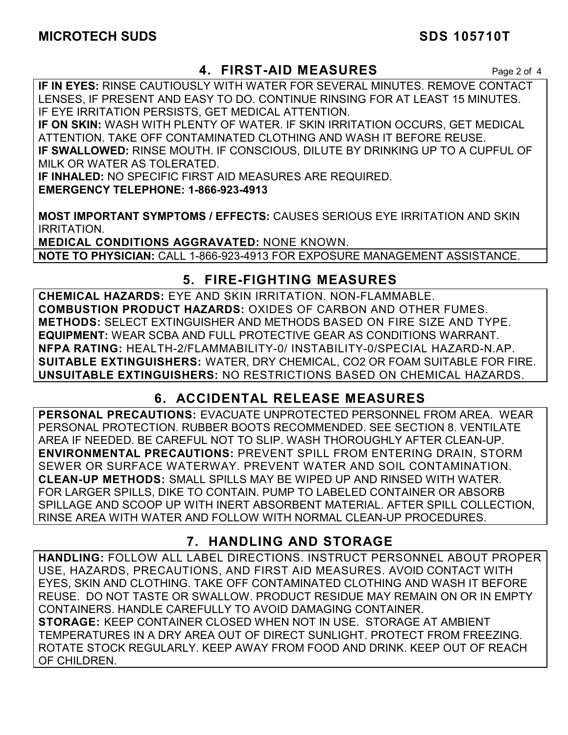## 4. FIRST-AID MEASURES

**IF IN EYES:** RINSE CAUTIOUSLY WITH WATER FOR SEVERAL MINUTES. REMOVE CONTACT LENSES, IF PRESENT AND EASY TO DO. CONTINUE RINSING FOR AT LEAST 15 MINUTES. IF EYE IRRITATION PERSISTS, GET MEDICAL ATTENTION.
**IF ON SKIN:** WASH WITH PLENTY OF WATER. IF SKIN IRRITATION OCCURS, GET MEDICAL ATTENTION. TAKE OFF CONTAMINATED CLOTHING AND WASH IT BEFORE REUSE.
**IF SWALLOWED:** RINSE MOUTH. IF CONSCIOUS, DILUTE BY DRINKING UP TO A CUPFUL OF MILK OR WATER AS TOLERATED.
**IF INHALED:** NO SPECIFIC FIRST AID MEASURES ARE REQUIRED.
**EMERGENCY TELEPHONE: 1-866-923-4913**

**MOST IMPORTANT SYMPTOMS / EFFECTS:** CAUSES SERIOUS EYE IRRITATION AND SKIN IRRITATION.
**MEDICAL CONDITIONS AGGRAVATED:** NONE KNOWN.
**NOTE TO PHYSICIAN:** CALL 1-866-923-4913 FOR EXPOSURE MANAGEMENT ASSISTANCE.

## 5. FIRE-FIGHTING MEASURES

**CHEMICAL HAZARDS:** EYE AND SKIN IRRITATION. NON-FLAMMABLE.
**COMBUSTION PRODUCT HAZARDS:** OXIDES OF CARBON AND OTHER FUMES.
**METHODS:** SELECT EXTINGUISHER AND METHODS BASED ON FIRE SIZE AND TYPE.
**EQUIPMENT:** WEAR SCBA AND FULL PROTECTIVE GEAR AS CONDITIONS WARRANT.
**NFPA RATING:** HEALTH-2/FLAMMABILITY-0/ INSTABILITY-0/SPECIAL HAZARD-N.AP.
**SUITABLE EXTINGUISHERS:** WATER, DRY CHEMICAL, CO2 OR FOAM SUITABLE FOR FIRE.
**UNSUITABLE EXTINGUISHERS:** NO RESTRICTIONS BASED ON CHEMICAL HAZARDS.

## 6. ACCIDENTAL RELEASE MEASURES

**PERSONAL PRECAUTIONS:** EVACUATE UNPROTECTED PERSONNEL FROM AREA. WEAR PERSONAL PROTECTION. RUBBER BOOTS RECOMMENDED. SEE SECTION 8. VENTILATE AREA IF NEEDED. BE CAREFUL NOT TO SLIP. WASH THOROUGHLY AFTER CLEAN-UP.
**ENVIRONMENTAL PRECAUTIONS:** PREVENT SPILL FROM ENTERING DRAIN, STORM SEWER OR SURFACE WATERWAY. PREVENT WATER AND SOIL CONTAMINATION.
**CLEAN-UP METHODS:** SMALL SPILLS MAY BE WIPED UP AND RINSED WITH WATER. FOR LARGER SPILLS, DIKE TO CONTAIN. PUMP TO LABELED CONTAINER OR ABSORB SPILLAGE AND SCOOP UP WITH INERT ABSORBENT MATERIAL. AFTER SPILL COLLECTION, RINSE AREA WITH WATER AND FOLLOW WITH NORMAL CLEAN-UP PROCEDURES.

## 7. HANDLING AND STORAGE

**HANDLING:** FOLLOW ALL LABEL DIRECTIONS. INSTRUCT PERSONNEL ABOUT PROPER USE, HAZARDS, PRECAUTIONS, AND FIRST AID MEASURES. AVOID CONTACT WITH EYES, SKIN AND CLOTHING. TAKE OFF CONTAMINATED CLOTHING AND WASH IT BEFORE REUSE. DO NOT TASTE OR SWALLOW. PRODUCT RESIDUE MAY REMAIN ON OR IN EMPTY CONTAINERS. HANDLE CAREFULLY TO AVOID DAMAGING CONTAINER.
**STORAGE:** KEEP CONTAINER CLOSED WHEN NOT IN USE. STORAGE AT AMBIENT TEMPERATURES IN A DRY AREA OUT OF DIRECT SUNLIGHT. PROTECT FROM FREEZING. ROTATE STOCK REGULARLY. KEEP AWAY FROM FOOD AND DRINK. KEEP OUT OF REACH OF CHILDREN.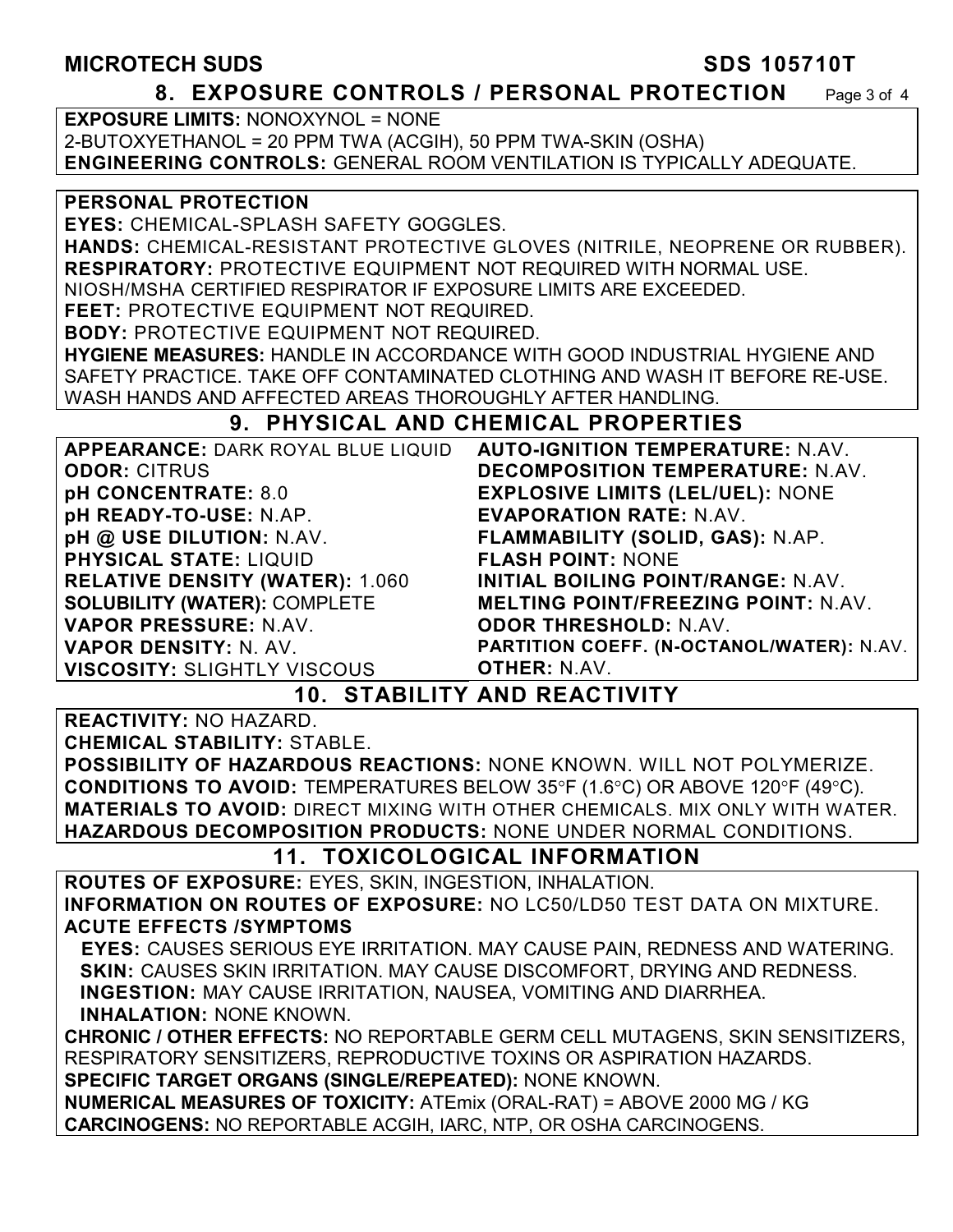## 8. EXPOSURE CONTROLS / PERSONAL PROTECTION

**EXPOSURE LIMITS:** NONOXYNOL = NONE
2-BUTOXYETHANOL = 20 PPM TWA (ACGIH), 50 PPM TWA-SKIN (OSHA)
**ENGINEERING CONTROLS:** GENERAL ROOM VENTILATION IS TYPICALLY ADEQUATE.

**PERSONAL PROTECTION**
**EYES:** CHEMICAL-SPLASH SAFETY GOGGLES.
**HANDS:** CHEMICAL-RESISTANT PROTECTIVE GLOVES (NITRILE, NEOPRENE OR RUBBER).
**RESPIRATORY:** PROTECTIVE EQUIPMENT NOT REQUIRED WITH NORMAL USE.
NIOSH/MSHA CERTIFIED RESPIRATOR IF EXPOSURE LIMITS ARE EXCEEDED.
**FEET:** PROTECTIVE EQUIPMENT NOT REQUIRED.
**BODY:** PROTECTIVE EQUIPMENT NOT REQUIRED.
**HYGIENE MEASURES:** HANDLE IN ACCORDANCE WITH GOOD INDUSTRIAL HYGIENE AND SAFETY PRACTICE. TAKE OFF CONTAMINATED CLOTHING AND WASH IT BEFORE RE-USE. WASH HANDS AND AFFECTED AREAS THOROUGHLY AFTER HANDLING.

## 9. PHYSICAL AND CHEMICAL PROPERTIES

**APPEARANCE:** DARK ROYAL BLUE LIQUID
**ODOR:** CITRUS
**pH CONCENTRATE:** 8.0
**pH READY-TO-USE:** N.AP.
**pH @ USE DILUTION:** N.AV.
**PHYSICAL STATE:** LIQUID
**RELATIVE DENSITY (WATER):** 1.060
**SOLUBILITY (WATER):** COMPLETE
**VAPOR PRESSURE:** N.AV.
**VAPOR DENSITY:** N. AV.
**VISCOSITY:** SLIGHTLY VISCOUS
**AUTO-IGNITION TEMPERATURE:** N.AV.
**DECOMPOSITION TEMPERATURE:** N.AV.
**EXPLOSIVE LIMITS (LEL/UEL):** NONE
**EVAPORATION RATE:** N.AV.
**FLAMMABILITY (SOLID, GAS):** N.AP.
**FLASH POINT:** NONE
**INITIAL BOILING POINT/RANGE:** N.AV.
**MELTING POINT/FREEZING POINT:** N.AV.
**ODOR THRESHOLD:** N.AV.
**PARTITION COEFF. (N-OCTANOL/WATER):** N.AV.
**OTHER:** N.AV.

## 10. STABILITY AND REACTIVITY

**REACTIVITY:** NO HAZARD.
**CHEMICAL STABILITY:** STABLE.
**POSSIBILITY OF HAZARDOUS REACTIONS:** NONE KNOWN. WILL NOT POLYMERIZE.
**CONDITIONS TO AVOID:** TEMPERATURES BELOW 35°F (1.6°C) OR ABOVE 120°F (49°C).
**MATERIALS TO AVOID:** DIRECT MIXING WITH OTHER CHEMICALS. MIX ONLY WITH WATER.
**HAZARDOUS DECOMPOSITION PRODUCTS:** NONE UNDER NORMAL CONDITIONS.

## 11. TOXICOLOGICAL INFORMATION

**ROUTES OF EXPOSURE:** EYES, SKIN, INGESTION, INHALATION.
**INFORMATION ON ROUTES OF EXPOSURE:** NO LC50/LD50 TEST DATA ON MIXTURE.
**ACUTE EFFECTS /SYMPTOMS**
**EYES:** CAUSES SERIOUS EYE IRRITATION. MAY CAUSE PAIN, REDNESS AND WATERING.
**SKIN:** CAUSES SKIN IRRITATION. MAY CAUSE DISCOMFORT, DRYING AND REDNESS.
**INGESTION:** MAY CAUSE IRRITATION, NAUSEA, VOMITING AND DIARRHEA.
**INHALATION:** NONE KNOWN.
**CHRONIC / OTHER EFFECTS:** NO REPORTABLE GERM CELL MUTAGENS, SKIN SENSITIZERS, RESPIRATORY SENSITIZERS, REPRODUCTIVE TOXINS OR ASPIRATION HAZARDS.
**SPECIFIC TARGET ORGANS (SINGLE/REPEATED):** NONE KNOWN.
**NUMERICAL MEASURES OF TOXICITY:** ATEmix (ORAL-RAT) = ABOVE 2000 MG / KG
**CARCINOGENS:** NO REPORTABLE ACGIH, IARC, NTP, OR OSHA CARCINOGENS.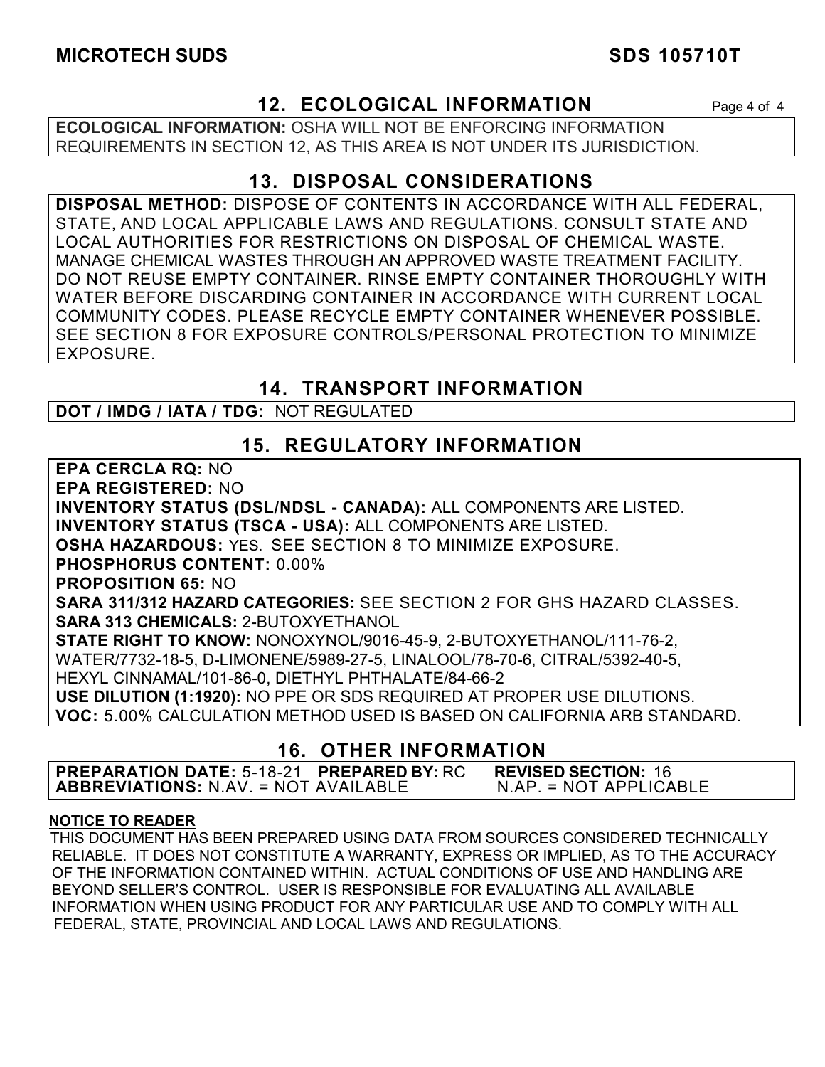## 12. ECOLOGICAL INFORMATION

**ECOLOGICAL INFORMATION:** OSHA WILL NOT BE ENFORCING INFORMATION REQUIREMENTS IN SECTION 12, AS THIS AREA IS NOT UNDER ITS JURISDICTION.

## 13. DISPOSAL CONSIDERATIONS

**DISPOSAL METHOD:** DISPOSE OF CONTENTS IN ACCORDANCE WITH ALL FEDERAL, STATE, AND LOCAL APPLICABLE LAWS AND REGULATIONS. CONSULT STATE AND LOCAL AUTHORITIES FOR RESTRICTIONS ON DISPOSAL OF CHEMICAL WASTE. MANAGE CHEMICAL WASTES THROUGH AN APPROVED WASTE TREATMENT FACILITY. DO NOT REUSE EMPTY CONTAINER. RINSE EMPTY CONTAINER THOROUGHLY WITH WATER BEFORE DISCARDING CONTAINER IN ACCORDANCE WITH CURRENT LOCAL COMMUNITY CODES. PLEASE RECYCLE EMPTY CONTAINER WHENEVER POSSIBLE. SEE SECTION 8 FOR EXPOSURE CONTROLS/PERSONAL PROTECTION TO MINIMIZE EXPOSURE.

## 14. TRANSPORT INFORMATION

**DOT / IMDG / IATA / TDG:** NOT REGULATED

## 15. REGULATORY INFORMATION

**EPA CERCLA RQ:** NO
**EPA REGISTERED:** NO
**INVENTORY STATUS (DSL/NDSL - CANADA):** ALL COMPONENTS ARE LISTED.
**INVENTORY STATUS (TSCA - USA):** ALL COMPONENTS ARE LISTED.
**OSHA HAZARDOUS:** YES. SEE SECTION 8 TO MINIMIZE EXPOSURE.
**PHOSPHORUS CONTENT:** 0.00%
**PROPOSITION 65:** NO
**SARA 311/312 HAZARD CATEGORIES:** SEE SECTION 2 FOR GHS HAZARD CLASSES.
**SARA 313 CHEMICALS:** 2-BUTOXYETHANOL
**STATE RIGHT TO KNOW:** NONOXYNOL/9016-45-9, 2-BUTOXYETHANOL/111-76-2, WATER/7732-18-5, D-LIMONENE/5989-27-5, LINALOOL/78-70-6, CITRAL/5392-40-5, HEXYL CINNAMAL/101-86-0, DIETHYL PHTHALATE/84-66-2
**USE DILUTION (1:1920):** NO PPE OR SDS REQUIRED AT PROPER USE DILUTIONS.
**VOC:** 5.00% CALCULATION METHOD USED IS BASED ON CALIFORNIA ARB STANDARD.

## 16. OTHER INFORMATION

**PREPARATION DATE:** 5-18-21 **PREPARED BY:** RC **REVISED SECTION:** 16
**ABBREVIATIONS:** N.AV. = NOT AVAILABLE N.AP. = NOT APPLICABLE

**NOTICE TO READER**

THIS DOCUMENT HAS BEEN PREPARED USING DATA FROM SOURCES CONSIDERED TECHNICALLY RELIABLE. IT DOES NOT CONSTITUTE A WARRANTY, EXPRESS OR IMPLIED, AS TO THE ACCURACY OF THE INFORMATION CONTAINED WITHIN. ACTUAL CONDITIONS OF USE AND HANDLING ARE BEYOND SELLER'S CONTROL. USER IS RESPONSIBLE FOR EVALUATING ALL AVAILABLE INFORMATION WHEN USING PRODUCT FOR ANY PARTICULAR USE AND TO COMPLY WITH ALL FEDERAL, STATE, PROVINCIAL AND LOCAL LAWS AND REGULATIONS.